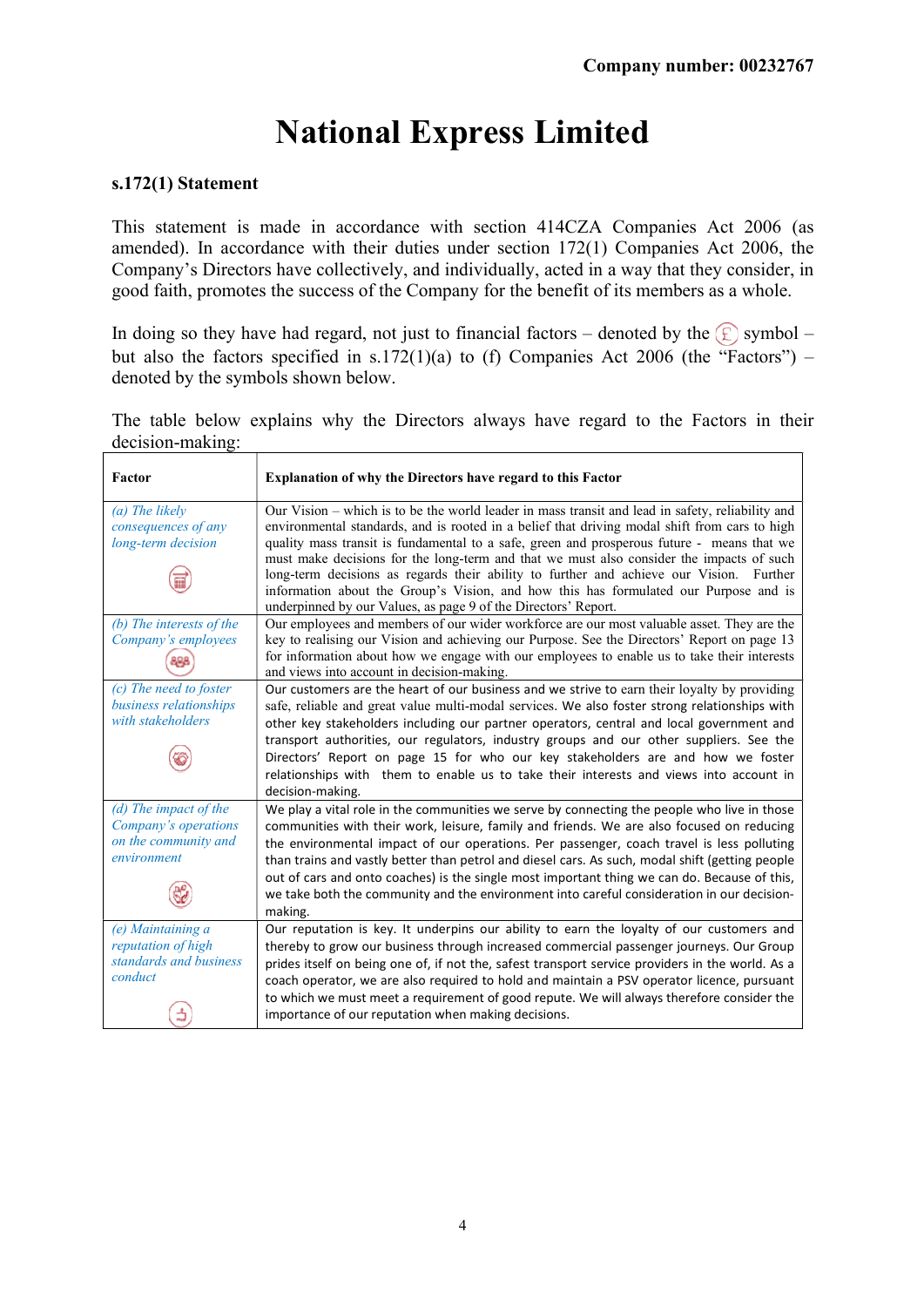**Company number: 00232767**

# National Express Limited

## s.172(1) Statement

This statement is made in accordance with section 414CZA Companies Act 2006 (as amended). In accordance with their duties under section 172(1) Companies Act 2006, the Company's Directors have collectively, and individually, acted in a way that they consider, in good faith, promotes the success of the Company for the benefit of its members as a whole.

In doing so they have had regard, not just to financial factors – denoted by the £ symbol – but also the factors specified in s.172(1)(a) to (f) Companies Act 2006 (the "Factors") – denoted by the symbols shown below.

The table below explains why the Directors always have regard to the Factors in their decision-making:

| Factor | Explanation of why the Directors have regard to this Factor |
|---|---|
| *(a) The likely consequences of any long-term decision* | Our Vision – which is to be the world leader in mass transit and lead in safety, reliability and environmental standards, and is rooted in a belief that driving modal shift from cars to high quality mass transit is fundamental to a safe, green and prosperous future - means that we must make decisions for the long-term and that we must also consider the impacts of such long-term decisions as regards their ability to further and achieve our Vision. Further information about the Group's Vision, and how this has formulated our Purpose and is underpinned by our Values, as page 9 of the Directors' Report. |
| *(b) The interests of the Company's employees* | Our employees and members of our wider workforce are our most valuable asset. They are the key to realising our Vision and achieving our Purpose. See the Directors' Report on page 13 for information about how we engage with our employees to enable us to take their interests and views into account in decision-making. |
| *(c) The need to foster business relationships with stakeholders* | Our customers are the heart of our business and we strive to earn their loyalty by providing safe, reliable and great value multi-modal services. We also foster strong relationships with other key stakeholders including our partner operators, central and local government and transport authorities, our regulators, industry groups and our other suppliers. See the Directors' Report on page 15 for who our key stakeholders are and how we foster relationships with them to enable us to take their interests and views into account in decision-making. |
| *(d) The impact of the Company's operations on the community and environment* | We play a vital role in the communities we serve by connecting the people who live in those communities with their work, leisure, family and friends. We are also focused on reducing the environmental impact of our operations. Per passenger, coach travel is less polluting than trains and vastly better than petrol and diesel cars. As such, modal shift (getting people out of cars and onto coaches) is the single most important thing we can do. Because of this, we take both the community and the environment into careful consideration in our decision-making. |
| *(e) Maintaining a reputation of high standards and business conduct* | Our reputation is key. It underpins our ability to earn the loyalty of our customers and thereby to grow our business through increased commercial passenger journeys. Our Group prides itself on being one of, if not the, safest transport service providers in the world. As a coach operator, we are also required to hold and maintain a PSV operator licence, pursuant to which we must meet a requirement of good repute. We will always therefore consider the importance of our reputation when making decisions. |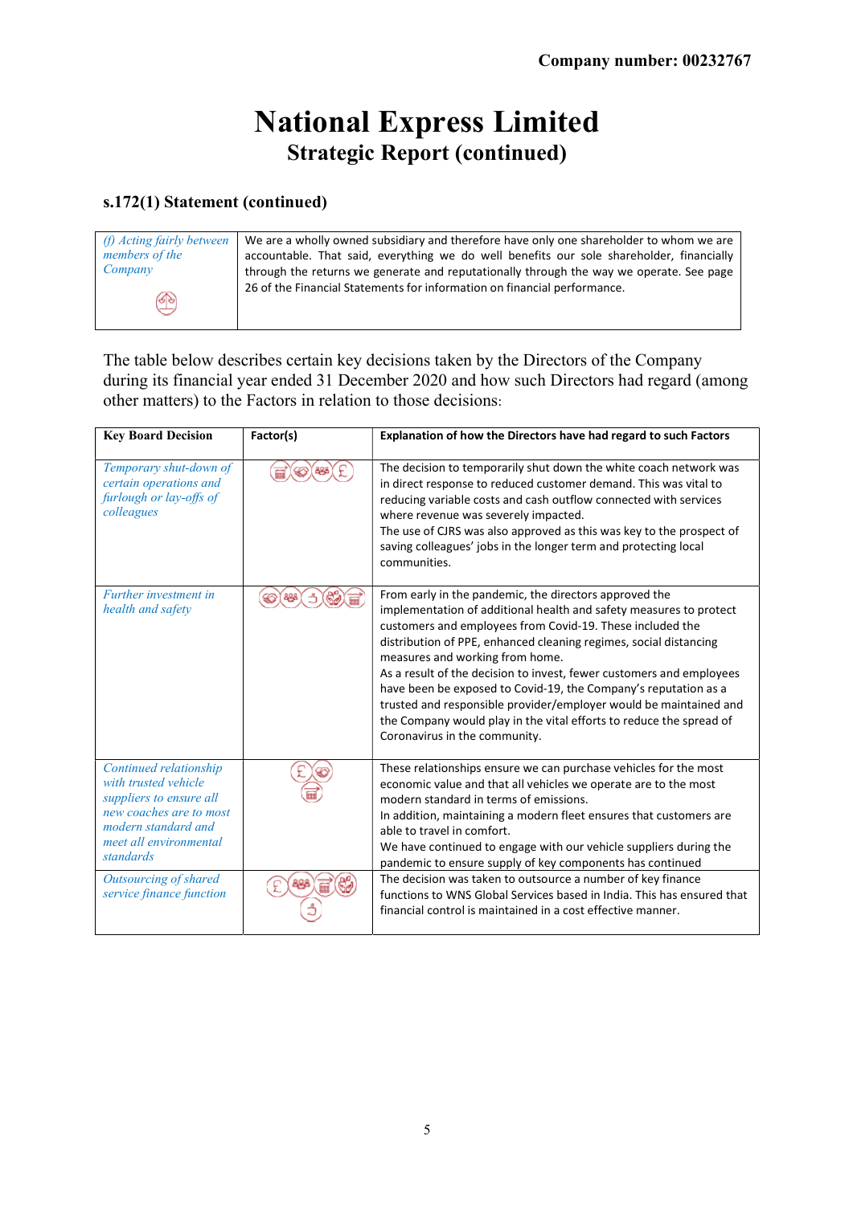Company number: 00232767

# National Express Limited

## Strategic Report (continued)

### s.172(1) Statement (continued)

| | |
|---|---|
| *(f) Acting fairly between members of the Company* | We are a wholly owned subsidiary and therefore have only one shareholder to whom we are accountable. That said, everything we do well benefits our sole shareholder, financially through the returns we generate and reputationally through the way we operate. See page 26 of the Financial Statements for information on financial performance. |

The table below describes certain key decisions taken by the Directors of the Company during its financial year ended 31 December 2020 and how such Directors had regard (among other matters) to the Factors in relation to those decisions:

| Key Board Decision | Factor(s) | Explanation of how the Directors have had regard to such Factors |
|---|---|---|
| *Temporary shut-down of certain operations and furlough or lay-offs of colleagues* | | The decision to temporarily shut down the white coach network was in direct response to reduced customer demand. This was vital to reducing variable costs and cash outflow connected with services where revenue was severely impacted.<br>The use of CJRS was also approved as this was key to the prospect of saving colleagues' jobs in the longer term and protecting local communities. |
| *Further investment in health and safety* | | From early in the pandemic, the directors approved the implementation of additional health and safety measures to protect customers and employees from Covid-19. These included the distribution of PPE, enhanced cleaning regimes, social distancing measures and working from home.<br>As a result of the decision to invest, fewer customers and employees have been be exposed to Covid-19, the Company's reputation as a trusted and responsible provider/employer would be maintained and the Company would play in the vital efforts to reduce the spread of Coronavirus in the community. |
| *Continued relationship with trusted vehicle suppliers to ensure all new coaches are to most modern standard and meet all environmental standards* | | These relationships ensure we can purchase vehicles for the most economic value and that all vehicles we operate are to the most modern standard in terms of emissions.<br>In addition, maintaining a modern fleet ensures that customers are able to travel in comfort.<br>We have continued to engage with our vehicle suppliers during the pandemic to ensure supply of key components has continued |
| *Outsourcing of shared service finance function* | | The decision was taken to outsource a number of key finance functions to WNS Global Services based in India. This has ensured that financial control is maintained in a cost effective manner. |